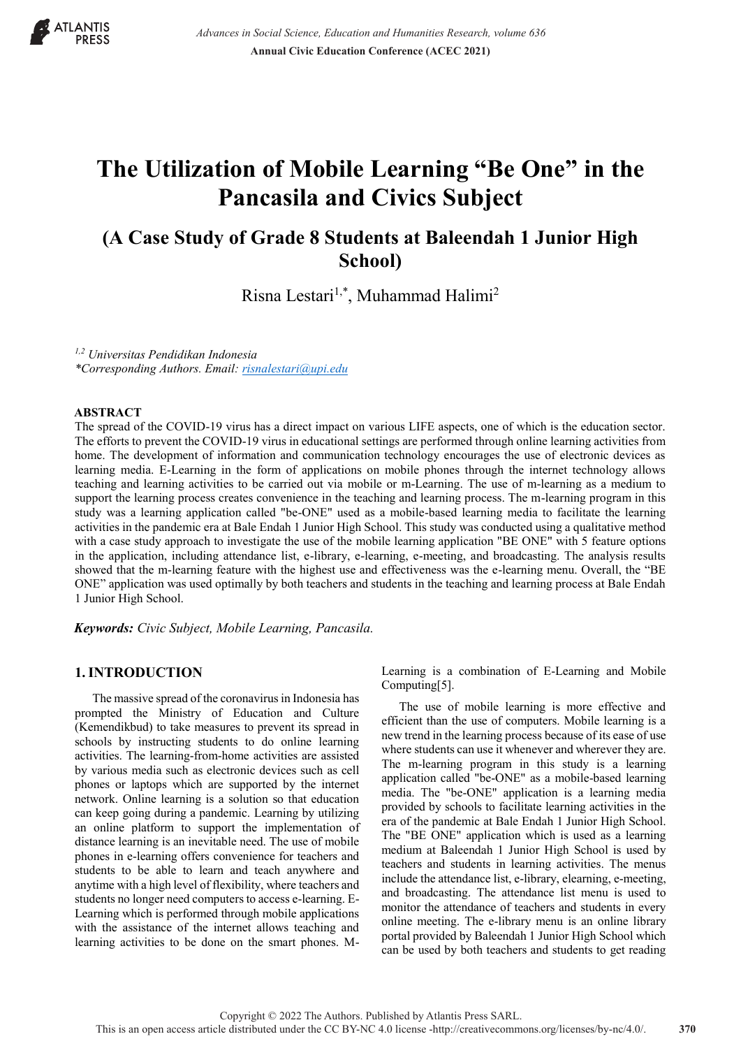# The Utilization of Mobile Learning "Be One" in the Pancasila and Civics Subject

## (A Case Study of Grade 8 Students at Baleendah 1 Junior High School)

Risna Lestari[1,*], Muhammad Halimi[2]

*[1,2] Universitas Pendidikan Indonesia*
*\*Corresponding Authors. Email: risnalestari@upi.edu*

### ABSTRACT

The spread of the COVID-19 virus has a direct impact on various LIFE aspects, one of which is the education sector. The efforts to prevent the COVID-19 virus in educational settings are performed through online learning activities from home. The development of information and communication technology encourages the use of electronic devices as learning media. E-Learning in the form of applications on mobile phones through the internet technology allows teaching and learning activities to be carried out via mobile or m-Learning. The use of m-learning as a medium to support the learning process creates convenience in the teaching and learning process. The m-learning program in this study was a learning application called "be-ONE" used as a mobile-based learning media to facilitate the learning activities in the pandemic era at Bale Endah 1 Junior High School. This study was conducted using a qualitative method with a case study approach to investigate the use of the mobile learning application "BE ONE" with 5 feature options in the application, including attendance list, e-library, e-learning, e-meeting, and broadcasting. The analysis results showed that the m-learning feature with the highest use and effectiveness was the e-learning menu. Overall, the "BE ONE" application was used optimally by both teachers and students in the teaching and learning process at Bale Endah 1 Junior High School.

***Keywords:*** *Civic Subject, Mobile Learning, Pancasila.*

## 1. INTRODUCTION

The massive spread of the coronavirus in Indonesia has prompted the Ministry of Education and Culture (Kemendikbud) to take measures to prevent its spread in schools by instructing students to do online learning activities. The learning-from-home activities are assisted by various media such as electronic devices such as cell phones or laptops which are supported by the internet network. Online learning is a solution so that education can keep going during a pandemic. Learning by utilizing an online platform to support the implementation of distance learning is an inevitable need. The use of mobile phones in e-learning offers convenience for teachers and students to be able to learn and teach anywhere and anytime with a high level of flexibility, where teachers and students no longer need computers to access e-learning. E-Learning which is performed through mobile applications with the assistance of the internet allows teaching and learning activities to be done on the smart phones. M-Learning is a combination of E-Learning and Mobile Computing[5].

The use of mobile learning is more effective and efficient than the use of computers. Mobile learning is a new trend in the learning process because of its ease of use where students can use it whenever and wherever they are. The m-learning program in this study is a learning application called "be-ONE" as a mobile-based learning media. The "be-ONE" application is a learning media provided by schools to facilitate learning activities in the era of the pandemic at Bale Endah 1 Junior High School. The "BE ONE" application which is used as a learning medium at Baleendah 1 Junior High School is used by teachers and students in learning activities. The menus include the attendance list, e-library, elearning, e-meeting, and broadcasting. The attendance list menu is used to monitor the attendance of teachers and students in every online meeting. The e-library menu is an online library portal provided by Baleendah 1 Junior High School which can be used by both teachers and students to get reading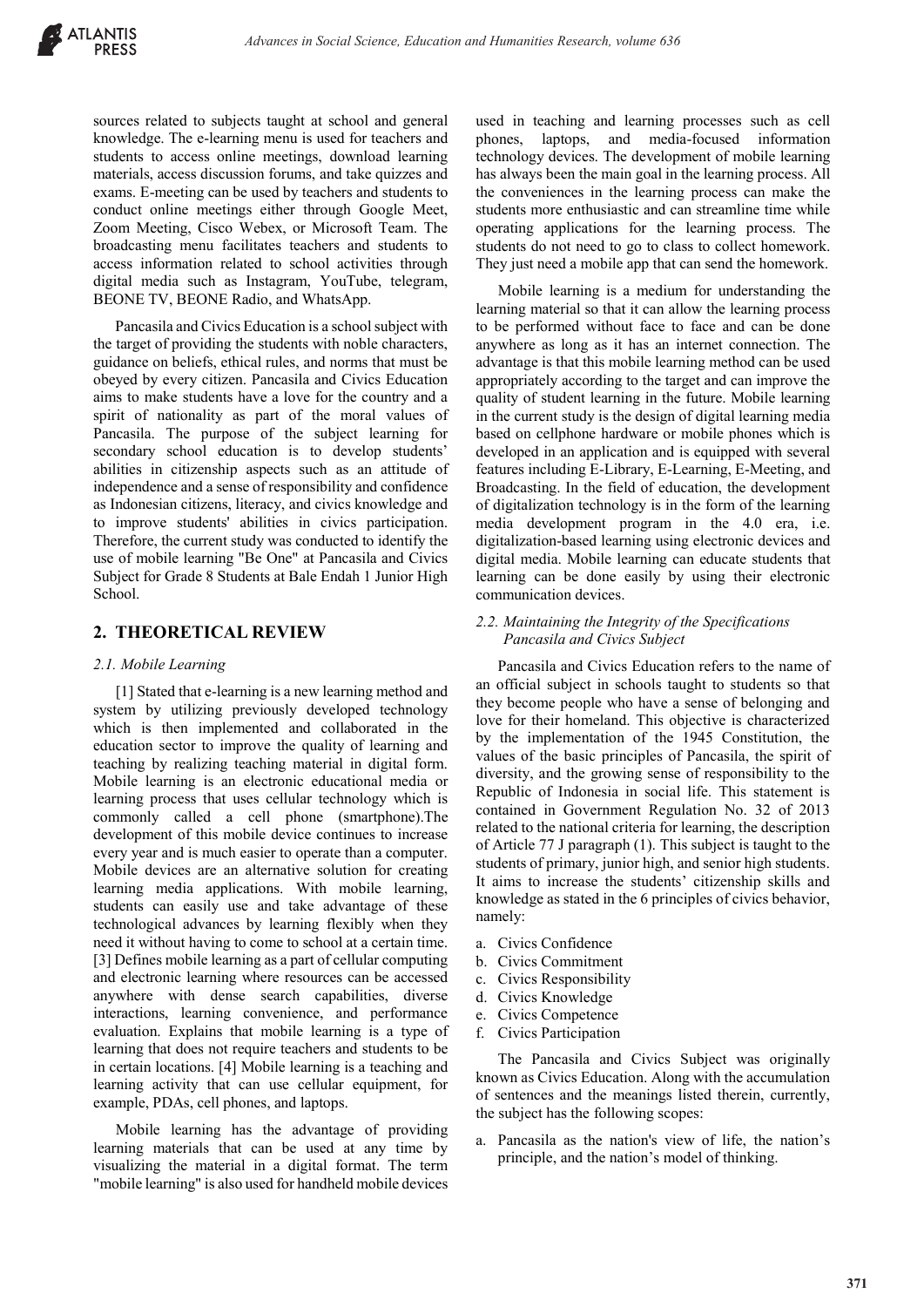sources related to subjects taught at school and general knowledge. The e-learning menu is used for teachers and students to access online meetings, download learning materials, access discussion forums, and take quizzes and exams. E-meeting can be used by teachers and students to conduct online meetings either through Google Meet, Zoom Meeting, Cisco Webex, or Microsoft Team. The broadcasting menu facilitates teachers and students to access information related to school activities through digital media such as Instagram, YouTube, telegram, BEONE TV, BEONE Radio, and WhatsApp.

Pancasila and Civics Education is a school subject with the target of providing the students with noble characters, guidance on beliefs, ethical rules, and norms that must be obeyed by every citizen. Pancasila and Civics Education aims to make students have a love for the country and a spirit of nationality as part of the moral values of Pancasila. The purpose of the subject learning for secondary school education is to develop students' abilities in citizenship aspects such as an attitude of independence and a sense of responsibility and confidence as Indonesian citizens, literacy, and civics knowledge and to improve students' abilities in civics participation. Therefore, the current study was conducted to identify the use of mobile learning "Be One" at Pancasila and Civics Subject for Grade 8 Students at Bale Endah 1 Junior High School.

## 2. THEORETICAL REVIEW

### *2.1. Mobile Learning*

[1] Stated that e-learning is a new learning method and system by utilizing previously developed technology which is then implemented and collaborated in the education sector to improve the quality of learning and teaching by realizing teaching material in digital form. Mobile learning is an electronic educational media or learning process that uses cellular technology which is commonly called a cell phone (smartphone).The development of this mobile device continues to increase every year and is much easier to operate than a computer. Mobile devices are an alternative solution for creating learning media applications. With mobile learning, students can easily use and take advantage of these technological advances by learning flexibly when they need it without having to come to school at a certain time. [3] Defines mobile learning as a part of cellular computing and electronic learning where resources can be accessed anywhere with dense search capabilities, diverse interactions, learning convenience, and performance evaluation. Explains that mobile learning is a type of learning that does not require teachers and students to be in certain locations. [4] Mobile learning is a teaching and learning activity that can use cellular equipment, for example, PDAs, cell phones, and laptops.

Mobile learning has the advantage of providing learning materials that can be used at any time by visualizing the material in a digital format. The term "mobile learning" is also used for handheld mobile devices used in teaching and learning processes such as cell phones, laptops, and media-focused information technology devices. The development of mobile learning has always been the main goal in the learning process. All the conveniences in the learning process can make the students more enthusiastic and can streamline time while operating applications for the learning process. The students do not need to go to class to collect homework. They just need a mobile app that can send the homework.

Mobile learning is a medium for understanding the learning material so that it can allow the learning process to be performed without face to face and can be done anywhere as long as it has an internet connection. The advantage is that this mobile learning method can be used appropriately according to the target and can improve the quality of student learning in the future. Mobile learning in the current study is the design of digital learning media based on cellphone hardware or mobile phones which is developed in an application and is equipped with several features including E-Library, E-Learning, E-Meeting, and Broadcasting. In the field of education, the development of digitalization technology is in the form of the learning media development program in the 4.0 era, i.e. digitalization-based learning using electronic devices and digital media. Mobile learning can educate students that learning can be done easily by using their electronic communication devices.

### *2.2. Maintaining the Integrity of the Specifications Pancasila and Civics Subject*

Pancasila and Civics Education refers to the name of an official subject in schools taught to students so that they become people who have a sense of belonging and love for their homeland. This objective is characterized by the implementation of the 1945 Constitution, the values of the basic principles of Pancasila, the spirit of diversity, and the growing sense of responsibility to the Republic of Indonesia in social life. This statement is contained in Government Regulation No. 32 of 2013 related to the national criteria for learning, the description of Article 77 J paragraph (1). This subject is taught to the students of primary, junior high, and senior high students. It aims to increase the students' citizenship skills and knowledge as stated in the 6 principles of civics behavior, namely:

a. Civics Confidence
b. Civics Commitment
c. Civics Responsibility
d. Civics Knowledge
e. Civics Competence
f. Civics Participation

The Pancasila and Civics Subject was originally known as Civics Education. Along with the accumulation of sentences and the meanings listed therein, currently, the subject has the following scopes:

a. Pancasila as the nation's view of life, the nation's principle, and the nation's model of thinking.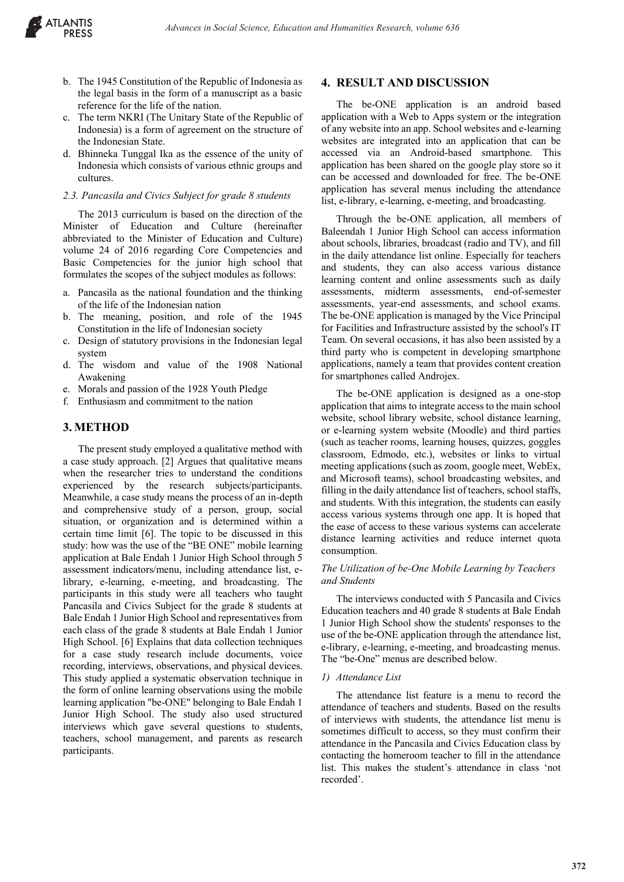b. The 1945 Constitution of the Republic of Indonesia as the legal basis in the form of a manuscript as a basic reference for the life of the nation.
c. The term NKRI (The Unitary State of the Republic of Indonesia) is a form of agreement on the structure of the Indonesian State.
d. Bhinneka Tunggal Ika as the essence of the unity of Indonesia which consists of various ethnic groups and cultures.

### *2.3. Pancasila and Civics Subject for grade 8 students*

The 2013 curriculum is based on the direction of the Minister of Education and Culture (hereinafter abbreviated to the Minister of Education and Culture) volume 24 of 2016 regarding Core Competencies and Basic Competencies for the junior high school that formulates the scopes of the subject modules as follows:

a. Pancasila as the national foundation and the thinking of the life of the Indonesian nation
b. The meaning, position, and role of the 1945 Constitution in the life of Indonesian society
c. Design of statutory provisions in the Indonesian legal system
d. The wisdom and value of the 1908 National Awakening
e. Morals and passion of the 1928 Youth Pledge
f. Enthusiasm and commitment to the nation

## 3. METHOD

The present study employed a qualitative method with a case study approach. [2] Argues that qualitative means when the researcher tries to understand the conditions experienced by the research subjects/participants. Meanwhile, a case study means the process of an in-depth and comprehensive study of a person, group, social situation, or organization and is determined within a certain time limit [6]. The topic to be discussed in this study: how was the use of the "BE ONE" mobile learning application at Bale Endah 1 Junior High School through 5 assessment indicators/menu, including attendance list, e-library, e-learning, e-meeting, and broadcasting. The participants in this study were all teachers who taught Pancasila and Civics Subject for the grade 8 students at Bale Endah l Junior High School and representatives from each class of the grade 8 students at Bale Endah 1 Junior High School. [6] Explains that data collection techniques for a case study research include documents, voice recording, interviews, observations, and physical devices. This study applied a systematic observation technique in the form of online learning observations using the mobile learning application "be-ONE" belonging to Bale Endah 1 Junior High School. The study also used structured interviews which gave several questions to students, teachers, school management, and parents as research participants.

## 4. RESULT AND DISCUSSION

The be-ONE application is an android based application with a Web to Apps system or the integration of any website into an app. School websites and e-learning websites are integrated into an application that can be accessed via an Android-based smartphone. This application has been shared on the google play store so it can be accessed and downloaded for free. The be-ONE application has several menus including the attendance list, e-library, e-learning, e-meeting, and broadcasting.

Through the be-ONE application, all members of Baleendah 1 Junior High School can access information about schools, libraries, broadcast (radio and TV), and fill in the daily attendance list online. Especially for teachers and students, they can also access various distance learning content and online assessments such as daily assessments, midterm assessments, end-of-semester assessments, year-end assessments, and school exams. The be-ONE application is managed by the Vice Principal for Facilities and Infrastructure assisted by the school's IT Team. On several occasions, it has also been assisted by a third party who is competent in developing smartphone applications, namely a team that provides content creation for smartphones called Androjex.

The be-ONE application is designed as a one-stop application that aims to integrate access to the main school website, school library website, school distance learning, or e-learning system website (Moodle) and third parties (such as teacher rooms, learning houses, quizzes, goggles classroom, Edmodo, etc.), websites or links to virtual meeting applications (such as zoom, google meet, WebEx, and Microsoft teams), school broadcasting websites, and filling in the daily attendance list of teachers, school staffs, and students. With this integration, the students can easily access various systems through one app. It is hoped that the ease of access to these various systems can accelerate distance learning activities and reduce internet quota consumption.

### *The Utilization of be-One Mobile Learning by Teachers and Students*

The interviews conducted with 5 Pancasila and Civics Education teachers and 40 grade 8 students at Bale Endah 1 Junior High School show the students' responses to the use of the be-ONE application through the attendance list, e-library, e-learning, e-meeting, and broadcasting menus. The "be-One" menus are described below.

#### *1) Attendance List*

The attendance list feature is a menu to record the attendance of teachers and students. Based on the results of interviews with students, the attendance list menu is sometimes difficult to access, so they must confirm their attendance in the Pancasila and Civics Education class by contacting the homeroom teacher to fill in the attendance list. This makes the student's attendance in class 'not recorded'.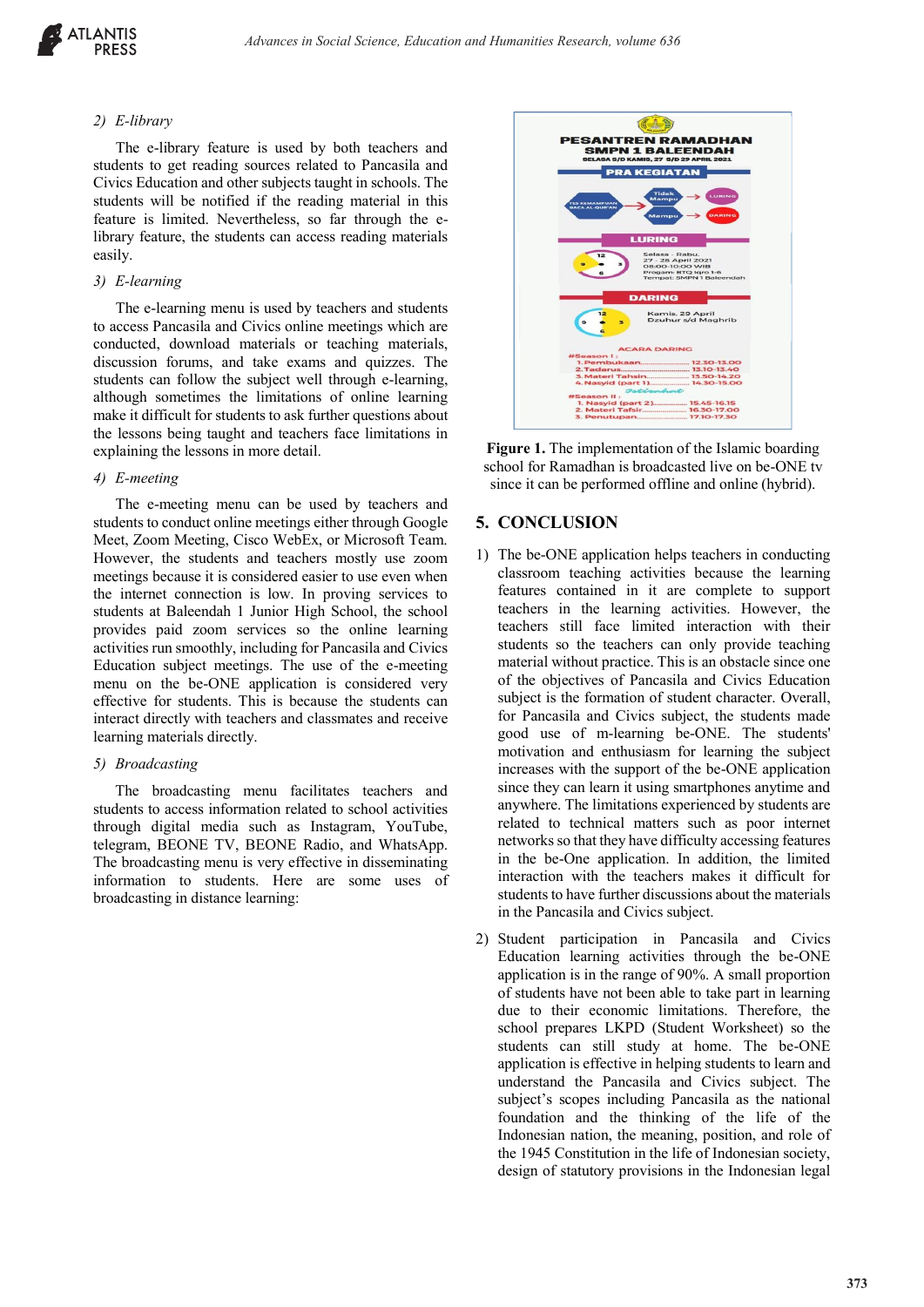### 2) *E-library*

The e-library feature is used by both teachers and students to get reading sources related to Pancasila and Civics Education and other subjects taught in schools. The students will be notified if the reading material in this feature is limited. Nevertheless, so far through the e-library feature, the students can access reading materials easily.

### 3) *E-learning*

The e-learning menu is used by teachers and students to access Pancasila and Civics online meetings which are conducted, download materials or teaching materials, discussion forums, and take exams and quizzes. The students can follow the subject well through e-learning, although sometimes the limitations of online learning make it difficult for students to ask further questions about the lessons being taught and teachers face limitations in explaining the lessons in more detail.

### 4) *E-meeting*

The e-meeting menu can be used by teachers and students to conduct online meetings either through Google Meet, Zoom Meeting, Cisco WebEx, or Microsoft Team. However, the students and teachers mostly use zoom meetings because it is considered easier to use even when the internet connection is low. In proving services to students at Baleendah 1 Junior High School, the school provides paid zoom services so the online learning activities run smoothly, including for Pancasila and Civics Education subject meetings. The use of the e-meeting menu on the be-ONE application is considered very effective for students. This is because the students can interact directly with teachers and classmates and receive learning materials directly.

### 5) *Broadcasting*

The broadcasting menu facilitates teachers and students to access information related to school activities through digital media such as Instagram, YouTube, telegram, BEONE TV, BEONE Radio, and WhatsApp. The broadcasting menu is very effective in disseminating information to students. Here are some uses of broadcasting in distance learning:

**Figure 1.** The implementation of the Islamic boarding school for Ramadhan is broadcasted live on be-ONE tv since it can be performed offline and online (hybrid).

## 5. CONCLUSION

1) The be-ONE application helps teachers in conducting classroom teaching activities because the learning features contained in it are complete to support teachers in the learning activities. However, the teachers still face limited interaction with their students so the teachers can only provide teaching material without practice. This is an obstacle since one of the objectives of Pancasila and Civics Education subject is the formation of student character. Overall, for Pancasila and Civics subject, the students made good use of m-learning be-ONE. The students' motivation and enthusiasm for learning the subject increases with the support of the be-ONE application since they can learn it using smartphones anytime and anywhere. The limitations experienced by students are related to technical matters such as poor internet networks so that they have difficulty accessing features in the be-One application. In addition, the limited interaction with the teachers makes it difficult for students to have further discussions about the materials in the Pancasila and Civics subject.

2) Student participation in Pancasila and Civics Education learning activities through the be-ONE application is in the range of 90%. A small proportion of students have not been able to take part in learning due to their economic limitations. Therefore, the school prepares LKPD (Student Worksheet) so the students can still study at home. The be-ONE application is effective in helping students to learn and understand the Pancasila and Civics subject. The subject's scopes including Pancasila as the national foundation and the thinking of the life of the Indonesian nation, the meaning, position, and role of the 1945 Constitution in the life of Indonesian society, design of statutory provisions in the Indonesian legal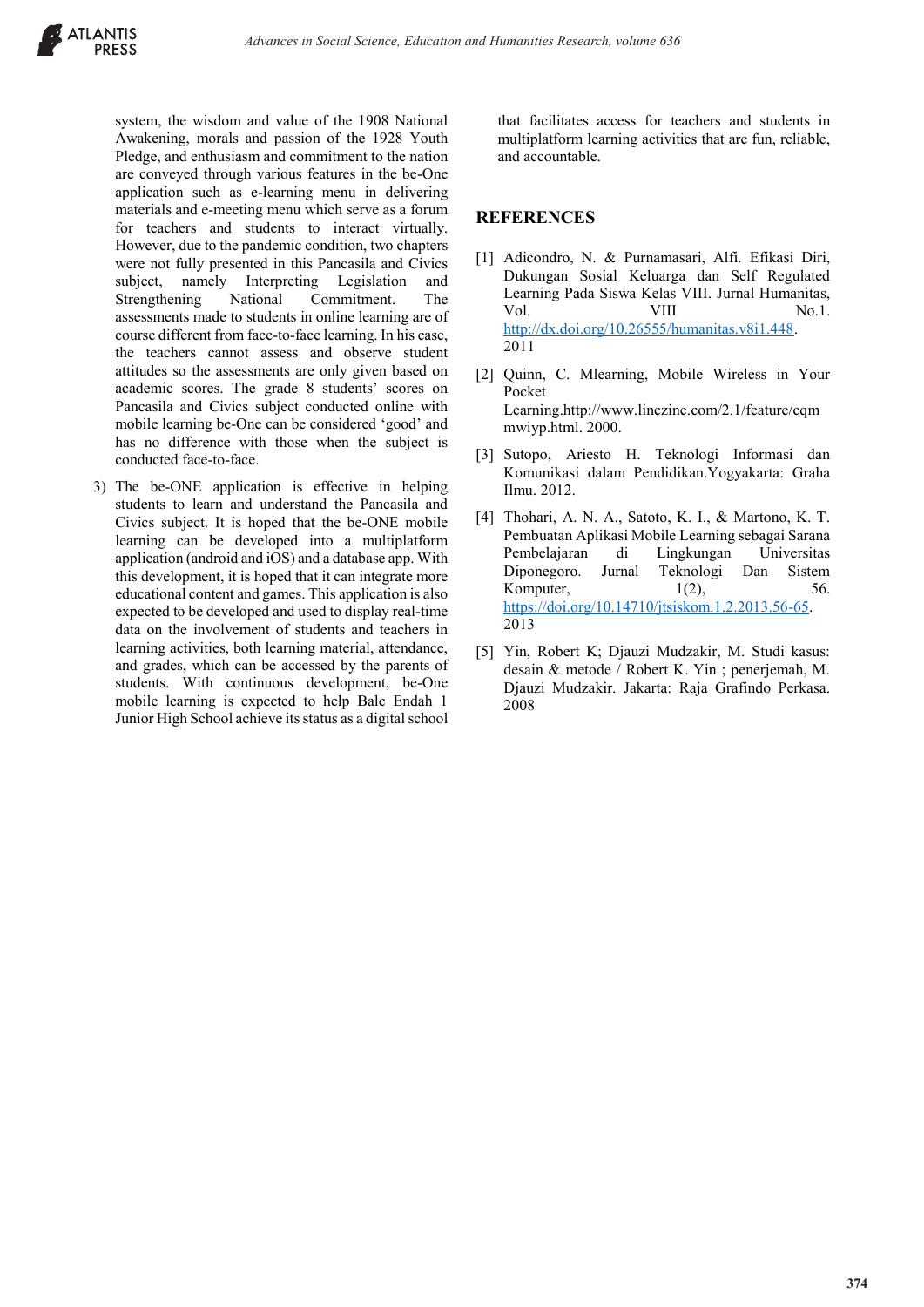system, the wisdom and value of the 1908 National Awakening, morals and passion of the 1928 Youth Pledge, and enthusiasm and commitment to the nation are conveyed through various features in the be-One application such as e-learning menu in delivering materials and e-meeting menu which serve as a forum for teachers and students to interact virtually. However, due to the pandemic condition, two chapters were not fully presented in this Pancasila and Civics subject, namely Interpreting Legislation and Strengthening National Commitment. The assessments made to students in online learning are of course different from face-to-face learning. In his case, the teachers cannot assess and observe student attitudes so the assessments are only given based on academic scores. The grade 8 students' scores on Pancasila and Civics subject conducted online with mobile learning be-One can be considered 'good' and has no difference with those when the subject is conducted face-to-face.

3) The be-ONE application is effective in helping students to learn and understand the Pancasila and Civics subject. It is hoped that the be-ONE mobile learning can be developed into a multiplatform application (android and iOS) and a database app. With this development, it is hoped that it can integrate more educational content and games. This application is also expected to be developed and used to display real-time data on the involvement of students and teachers in learning activities, both learning material, attendance, and grades, which can be accessed by the parents of students. With continuous development, be-One mobile learning is expected to help Bale Endah 1 Junior High School achieve its status as a digital school that facilitates access for teachers and students in multiplatform learning activities that are fun, reliable, and accountable.

## REFERENCES

[1] Adicondro, N. & Purnamasari, Alfi. Efikasi Diri, Dukungan Sosial Keluarga dan Self Regulated Learning Pada Siswa Kelas VIII. Jurnal Humanitas, Vol. VIII No.1. http://dx.doi.org/10.26555/humanitas.v8i1.448. 2011

[2] Quinn, C. Mlearning, Mobile Wireless in Your Pocket Learning.http://www.linezine.com/2.1/feature/cqmmwiyp.html. 2000.

[3] Sutopo, Ariesto H. Teknologi Informasi dan Komunikasi dalam Pendidikan.Yogyakarta: Graha Ilmu. 2012.

[4] Thohari, A. N. A., Satoto, K. I., & Martono, K. T. Pembuatan Aplikasi Mobile Learning sebagai Sarana Pembelajaran di Lingkungan Universitas Diponegoro. Jurnal Teknologi Dan Sistem Komputer, 1(2), 56. https://doi.org/10.14710/jtsiskom.1.2.2013.56-65. 2013

[5] Yin, Robert K; Djauzi Mudzakir, M. Studi kasus: desain & metode / Robert K. Yin ; penerjemah, M. Djauzi Mudzakir. Jakarta: Raja Grafindo Perkasa. 2008